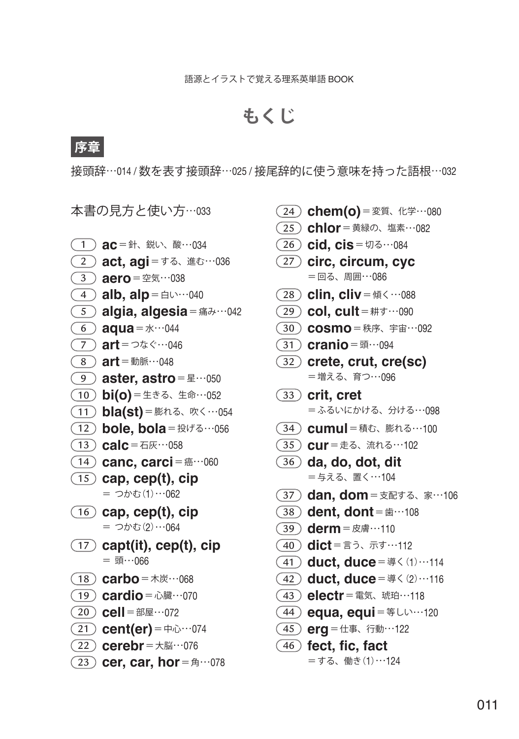# もくじ

## 序章

接頭辞…014 / 数を表す接頭辞…025 / 接尾辞的に使う意味を持った語根…032

本書の見方と使い方…033

1. **ac**＝針、鋭い、酸…034
2. **act, agi**＝する、進む…036
3. **aero**＝空気…038
4. **alb, alp**＝白い…040
5. **algia, algesia**＝痛み…042
6. **aqua**＝水…044
7. **art**＝つなぐ…046
8. **art**＝動脈…048
9. **aster, astro**＝星…050
10. **bi(o)**＝生きる、生命…052
11. **bla(st)**＝膨れる、吹く…054
12. **bole, bola**＝投げる…056
13. **calc**＝石灰…058
14. **canc, carci**＝癌…060
15. **cap, cep(t), cip**＝つかむ⑴…062
16. **cap, cep(t), cip**＝つかむ⑵…064
17. **capt(it), cep(t), cip**＝頭…066
18. **carbo**＝木炭…068
19. **cardio**＝心臓…070
20. **cell**＝部屋…072
21. **cent(er)**＝中心…074
22. **cerebr**＝大脳…076
23. **cer, car, hor**＝角…078
24. **chem(o)**＝変質、化学…080
25. **chlor**＝黄緑の、塩素…082
26. **cid, cis**＝切る…084
27. **circ, circum, cyc**＝回る、周囲…086
28. **clin, cliv**＝傾く…088
29. **col, cult**＝耕す…090
30. **cosmo**＝秩序、宇宙…092
31. **cranio**＝頭…094
32. **crete, crut, cre(sc)**＝増える、育つ…096
33. **crit, cret**＝ふるいにかける、分ける…098
34. **cumul**＝積む、膨れる…100
35. **cur**＝走る、流れる…102
36. **da, do, dot, dit**＝与える、置く…104
37. **dan, dom**＝支配する、家…106
38. **dent, dont**＝歯…108
39. **derm**＝皮膚…110
40. **dict**＝言う、示す…112
41. **duct, duce**＝導く⑴…114
42. **duct, duce**＝導く⑵…116
43. **electr**＝電気、琥珀…118
44. **equa, equi**＝等しい…120
45. **erg**＝仕事、行動…122
46. **fect, fic, fact**＝する、働き⑴…124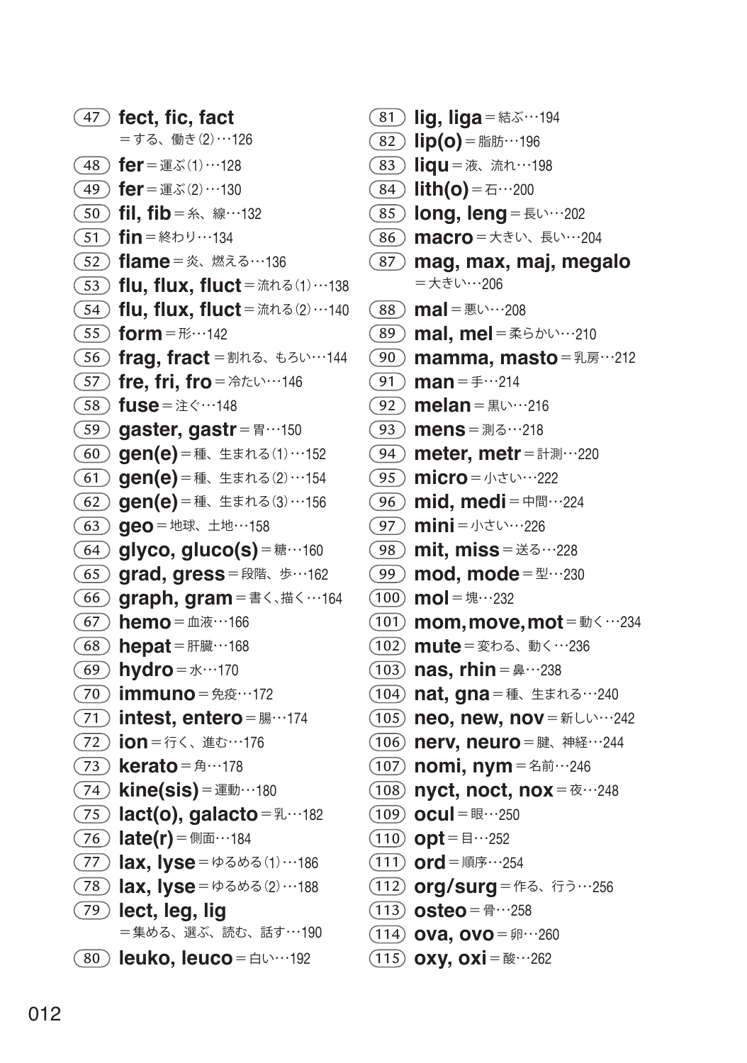47 **fect, fic, fact**
＝する、働き⑵…126

48 **fer**＝運ぶ⑴…128

49 **fer**＝運ぶ⑵…130

50 **fil, fib**＝糸、線…132

51 **fin**＝終わり…134

52 **flame**＝炎、燃える…136

53 **flu, flux, fluct**＝流れる⑴…138

54 **flu, flux, fluct**＝流れる⑵…140

55 **form**＝形…142

56 **frag, fract**＝割れる、もろい…144

57 **fre, fri, fro**＝冷たい…146

58 **fuse**＝注ぐ…148

59 **gaster, gastr**＝胃…150

60 **gen(e)**＝種、生まれる⑴…152

61 **gen(e)**＝種、生まれる⑵…154

62 **gen(e)**＝種、生まれる⑶…156

63 **geo**＝地球、土地…158

64 **glyco, gluco(s)**＝糖…160

65 **grad, gress**＝段階、歩…162

66 **graph, gram**＝書く、描く…164

67 **hemo**＝血液…166

68 **hepat**＝肝臓…168

69 **hydro**＝水…170

70 **immuno**＝免疫…172

71 **intest, entero**＝腸…174

72 **ion**＝行く、進む…176

73 **kerato**＝角…178

74 **kine(sis)**＝運動…180

75 **lact(o), galacto**＝乳…182

76 **late(r)**＝側面…184

77 **lax, lyse**＝ゆるめる⑴…186

78 **lax, lyse**＝ゆるめる⑵…188

79 **lect, leg, lig**
＝集める、選ぶ、読む、話す…190

80 **leuko, leuco**＝白い…192

81 **lig, liga**＝結ぶ…194

82 **lip(o)**＝脂肪…196

83 **liqu**＝液、流れ…198

84 **lith(o)**＝石…200

85 **long, leng**＝長い…202

86 **macro**＝大きい、長い…204

87 **mag, max, maj, megalo**
＝大きい…206

88 **mal**＝悪い…208

89 **mal, mel**＝柔らかい…210

90 **mamma, masto**＝乳房…212

91 **man**＝手…214

92 **melan**＝黒い…216

93 **mens**＝測る…218

94 **meter, metr**＝計測…220

95 **micro**＝小さい…222

96 **mid, medi**＝中間…224

97 **mini**＝小さい…226

98 **mit, miss**＝送る…228

99 **mod, mode**＝型…230

100 **mol**＝塊…232

101 **mom, move, mot**＝動く…234

102 **mute**＝変わる、動く…236

103 **nas, rhin**＝鼻…238

104 **nat, gna**＝種、生まれる…240

105 **neo, new, nov**＝新しい…242

106 **nerv, neuro**＝腱、神経…244

107 **nomi, nym**＝名前…246

108 **nyct, noct, nox**＝夜…248

109 **ocul**＝眼…250

110 **opt**＝目…252

111 **ord**＝順序…254

112 **org/surg**＝作る、行う…256

113 **osteo**＝骨…258

114 **ova, ovo**＝卵…260

115 **oxy, oxi**＝酸…262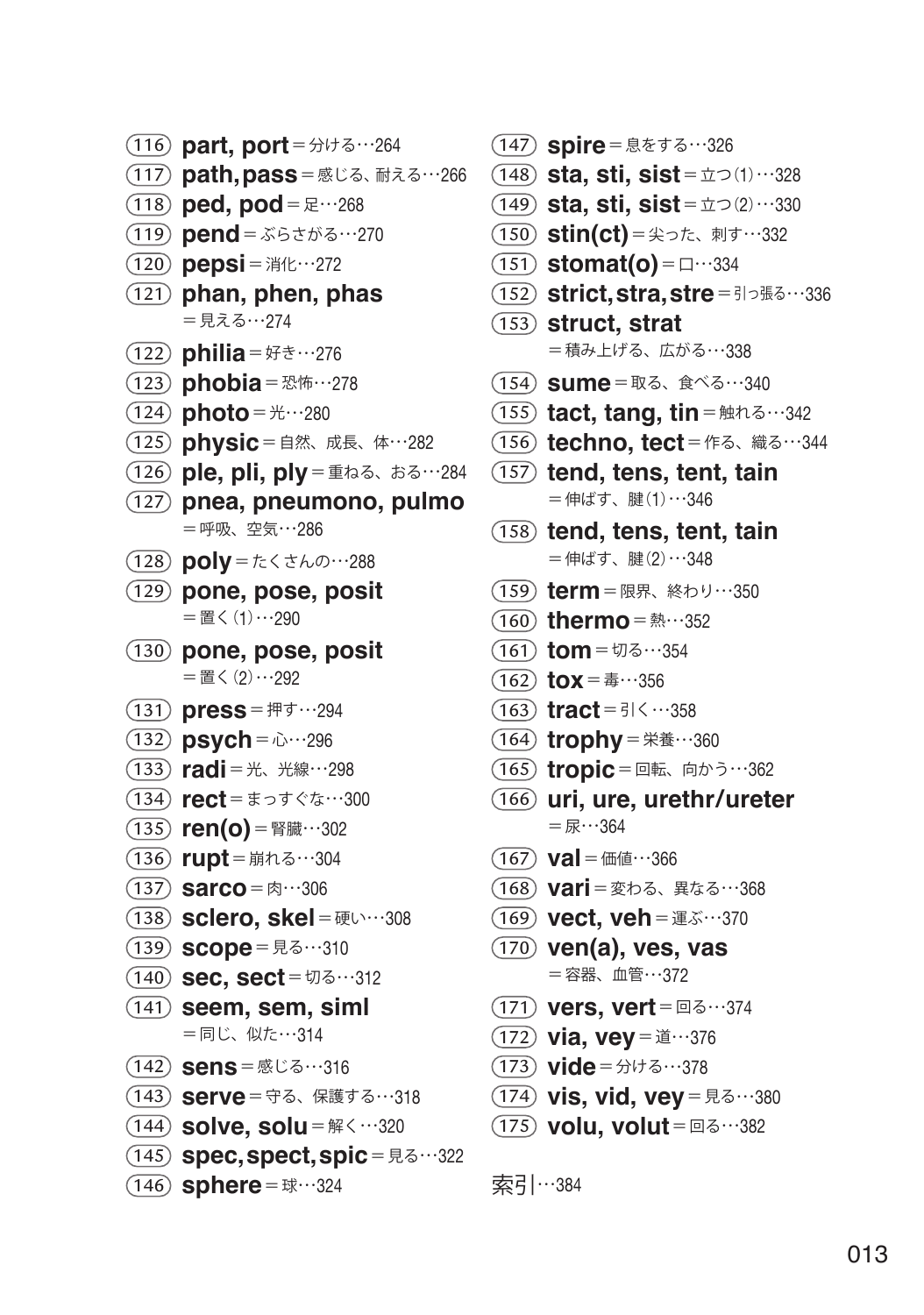116 **part, port**＝分ける…264

117 **path, pass**＝感じる、耐える…266

118 **ped, pod**＝足…268

119 **pend**＝ぶらさがる…270

120 **pepsi**＝消化…272

121 **phan, phen, phas**＝見える…274

122 **philia**＝好き…276

123 **phobia**＝恐怖…278

124 **photo**＝光…280

125 **physic**＝自然、成長、体…282

126 **ple, pli, ply**＝重ねる、おる…284

127 **pnea, pneumono, pulmo**＝呼吸、空気…286

128 **poly**＝たくさんの…288

129 **pone, pose, posit**＝置く(1)…290

130 **pone, pose, posit**＝置く(2)…292

131 **press**＝押す…294

132 **psych**＝心…296

133 **radi**＝光、光線…298

134 **rect**＝まっすぐな…300

135 **ren(o)**＝腎臓…302

136 **rupt**＝崩れる…304

137 **sarco**＝肉…306

138 **sclero, skel**＝硬い…308

139 **scope**＝見る…310

140 **sec, sect**＝切る…312

141 **seem, sem, siml**＝同じ、似た…314

142 **sens**＝感じる…316

143 **serve**＝守る、保護する…318

144 **solve, solu**＝解く…320

145 **spec, spect, spic**＝見る…322

146 **sphere**＝球…324

147 **spire**＝息をする…326

148 **sta, sti, sist**＝立つ(1)…328

149 **sta, sti, sist**＝立つ(2)…330

150 **stin(ct)**＝尖った、刺す…332

151 **stomat(o)**＝口…334

152 **strict, stra, stre**＝引っ張る…336

153 **struct, strat**＝積み上げる、広がる…338

154 **sume**＝取る、食べる…340

155 **tact, tang, tin**＝触れる…342

156 **techno, tect**＝作る、織る…344

157 **tend, tens, tent, tain**＝伸ばす、腱(1)…346

158 **tend, tens, tent, tain**＝伸ばす、腱(2)…348

159 **term**＝限界、終わり…350

160 **thermo**＝熱…352

161 **tom**＝切る…354

162 **tox**＝毒…356

163 **tract**＝引く…358

164 **trophy**＝栄養…360

165 **tropic**＝回転、向かう…362

166 **uri, ure, urethr/ureter**＝尿…364

167 **val**＝価値…366

168 **vari**＝変わる、異なる…368

169 **vect, veh**＝運ぶ…370

170 **ven(a), ves, vas**＝容器、血管…372

171 **vers, vert**＝回る…374

172 **via, vey**＝道…376

173 **vide**＝分ける…378

174 **vis, vid, vey**＝見る…380

175 **volu, volut**＝回る…382

索引…384